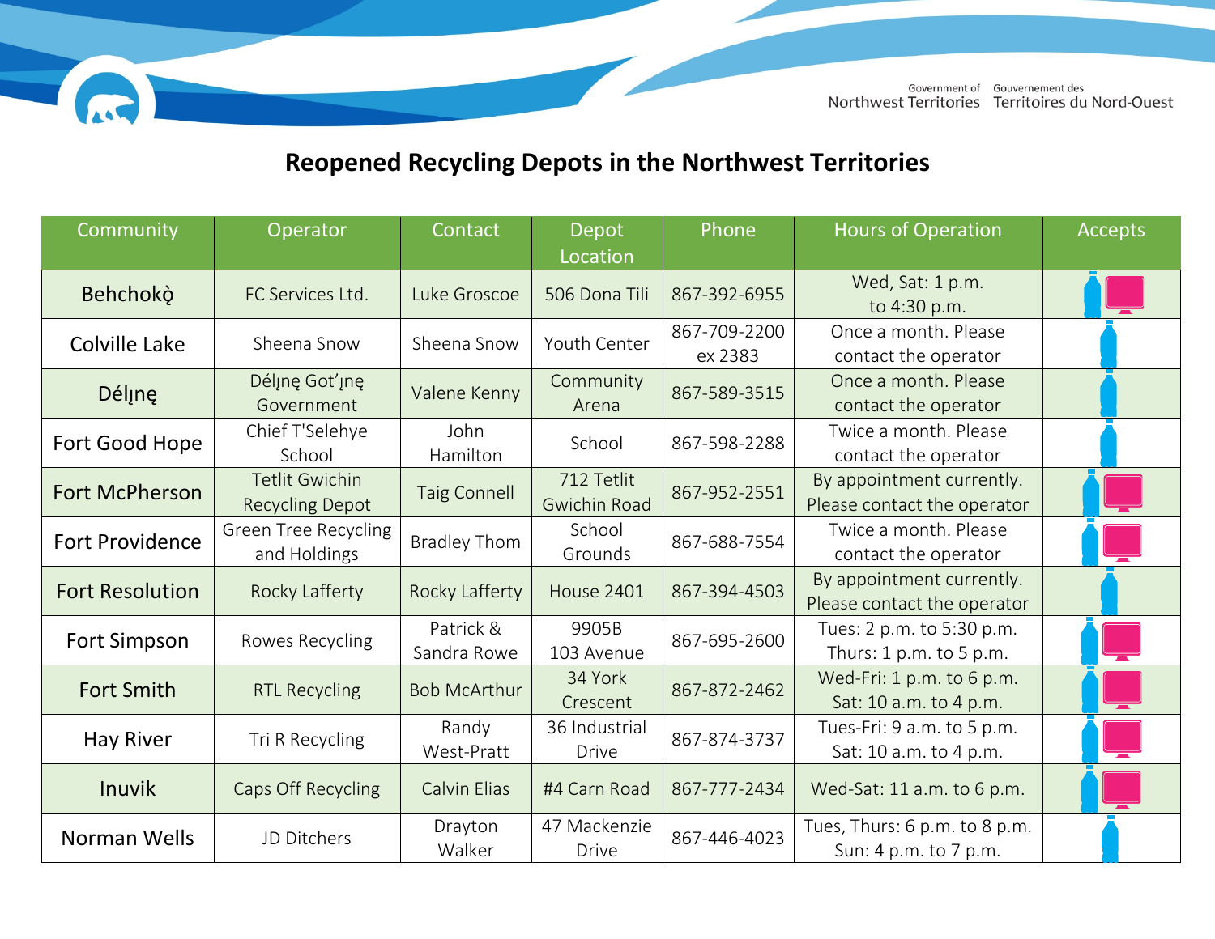Government of Northwest Territories | Gouvernement des Territoires du Nord-Ouest

# Reopened Recycling Depots in the Northwest Territories

| Community | Operator | Contact | Depot Location | Phone | Hours of Operation | Accepts |
|---|---|---|---|---|---|---|
| Behchokǫ̀ | FC Services Ltd. | Luke Groscoe | 506 Dona Tili | 867-392-6955 | Wed, Sat: 1 p.m. to 4:30 p.m. | |
| Colville Lake | Sheena Snow | Sheena Snow | Youth Center | 867-709-2200 ex 2383 | Once a month. Please contact the operator | |
| Délı̨nę | Délı̨nę Got'ı̨nę Government | Valene Kenny | Community Arena | 867-589-3515 | Once a month. Please contact the operator | |
| Fort Good Hope | Chief T'Selehye School | John Hamilton | School | 867-598-2288 | Twice a month. Please contact the operator | |
| Fort McPherson | Tetlit Gwichin Recycling Depot | Taig Connell | 712 Tetlit Gwichin Road | 867-952-2551 | By appointment currently. Please contact the operator | |
| Fort Providence | Green Tree Recycling and Holdings | Bradley Thom | School Grounds | 867-688-7554 | Twice a month. Please contact the operator | |
| Fort Resolution | Rocky Lafferty | Rocky Lafferty | House 2401 | 867-394-4503 | By appointment currently. Please contact the operator | |
| Fort Simpson | Rowes Recycling | Patrick & Sandra Rowe | 9905B 103 Avenue | 867-695-2600 | Tues: 2 p.m. to 5:30 p.m. Thurs: 1 p.m. to 5 p.m. | |
| Fort Smith | RTL Recycling | Bob McArthur | 34 York Crescent | 867-872-2462 | Wed-Fri: 1 p.m. to 6 p.m. Sat: 10 a.m. to 4 p.m. | |
| Hay River | Tri R Recycling | Randy West-Pratt | 36 Industrial Drive | 867-874-3737 | Tues-Fri: 9 a.m. to 5 p.m. Sat: 10 a.m. to 4 p.m. | |
| Inuvik | Caps Off Recycling | Calvin Elias | #4 Carn Road | 867-777-2434 | Wed-Sat: 11 a.m. to 6 p.m. | |
| Norman Wells | JD Ditchers | Drayton Walker | 47 Mackenzie Drive | 867-446-4023 | Tues, Thurs: 6 p.m. to 8 p.m. Sun: 4 p.m. to 7 p.m. | |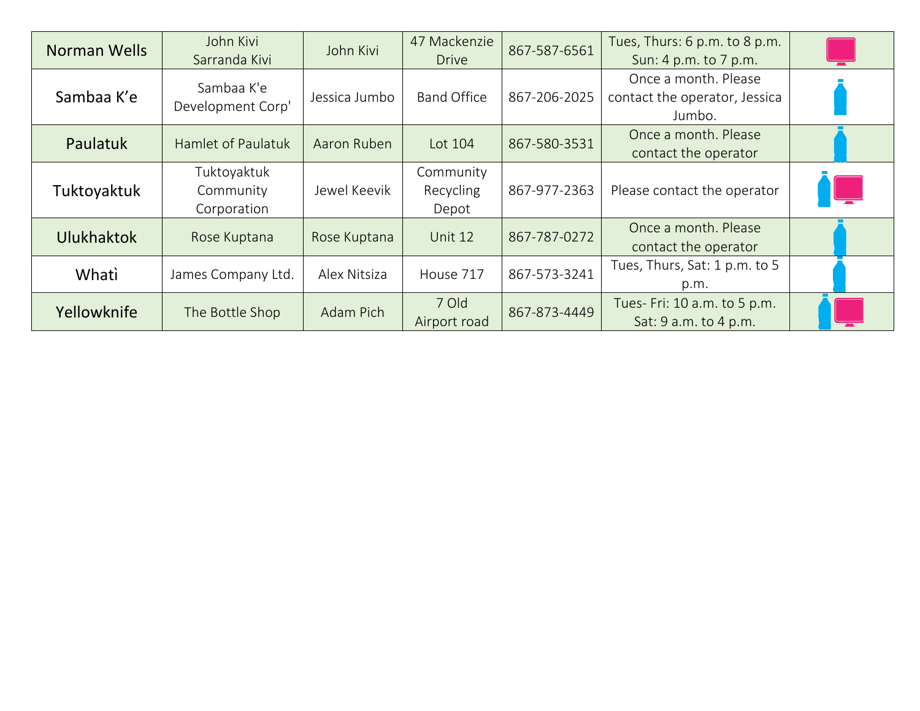| | | | | | | |
|---|---|---|---|---|---|---|
| Norman Wells | John Kivi<br>Sarranda Kivi | John Kivi | 47 Mackenzie Drive | 867-587-6561 | Tues, Thurs: 6 p.m. to 8 p.m.<br>Sun: 4 p.m. to 7 p.m. | |
| Sambaa K'e | Sambaa K'e Development Corp' | Jessica Jumbo | Band Office | 867-206-2025 | Once a month. Please contact the operator, Jessica Jumbo. | |
| Paulatuk | Hamlet of Paulatuk | Aaron Ruben | Lot 104 | 867-580-3531 | Once a month. Please contact the operator | |
| Tuktoyaktuk | Tuktoyaktuk Community Corporation | Jewel Keevik | Community Recycling Depot | 867-977-2363 | Please contact the operator | |
| Ulukhaktok | Rose Kuptana | Rose Kuptana | Unit 12 | 867-787-0272 | Once a month. Please contact the operator | |
| Whatì | James Company Ltd. | Alex Nitsiza | House 717 | 867-573-3241 | Tues, Thurs, Sat: 1 p.m. to 5 p.m. | |
| Yellowknife | The Bottle Shop | Adam Pich | 7 Old Airport road | 867-873-4449 | Tues- Fri: 10 a.m. to 5 p.m.<br>Sat: 9 a.m. to 4 p.m. | |